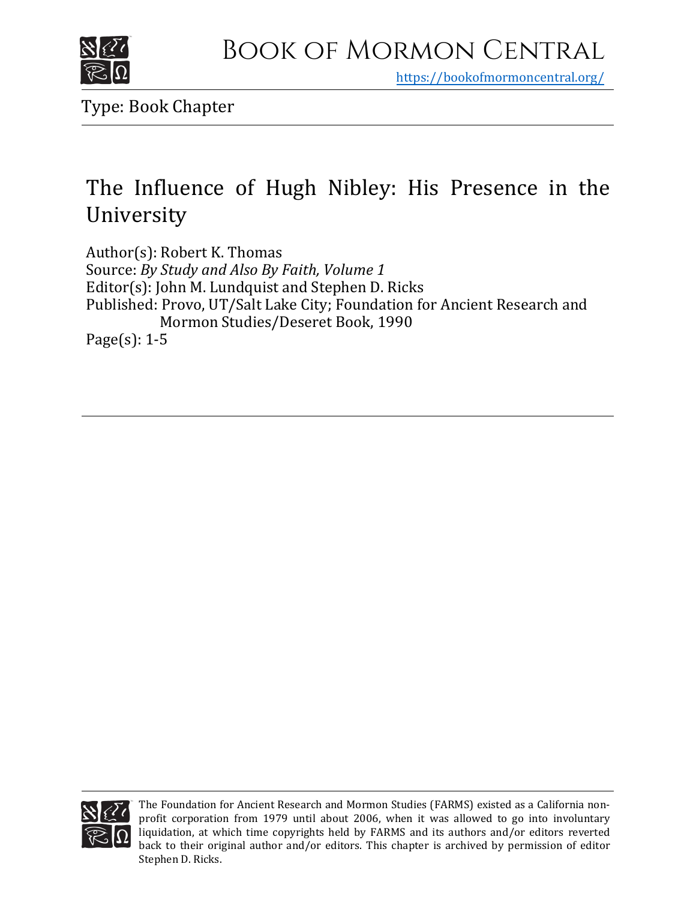Book of Mormon Central

https://bookofmormoncentral.org/

Type: Book Chapter

# The Influence of Hugh Nibley: His Presence in the University

Author(s): Robert K. Thomas
Source: *By Study and Also By Faith, Volume 1*
Editor(s): John M. Lundquist and Stephen D. Ricks
Published: Provo, UT/Salt Lake City; Foundation for Ancient Research and Mormon Studies/Deseret Book, 1990
Page(s): 1-5

The Foundation for Ancient Research and Mormon Studies (FARMS) existed as a California non-profit corporation from 1979 until about 2006, when it was allowed to go into involuntary liquidation, at which time copyrights held by FARMS and its authors and/or editors reverted back to their original author and/or editors. This chapter is archived by permission of editor Stephen D. Ricks.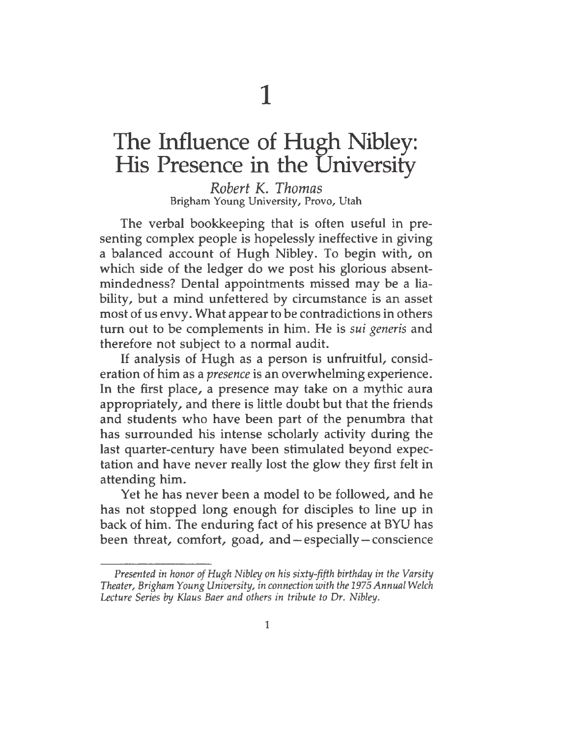# 1

# The Influence of Hugh Nibley: His Presence in the University

*Robert K. Thomas*
Brigham Young University, Provo, Utah

The verbal bookkeeping that is often useful in presenting complex people is hopelessly ineffective in giving a balanced account of Hugh Nibley. To begin with, on which side of the ledger do we post his glorious absent-mindedness? Dental appointments missed may be a liability, but a mind unfettered by circumstance is an asset most of us envy. What appear to be contradictions in others turn out to be complements in him. He is *sui generis* and therefore not subject to a normal audit.

If analysis of Hugh as a person is unfruitful, consideration of him as a *presence* is an overwhelming experience. In the first place, a presence may take on a mythic aura appropriately, and there is little doubt but that the friends and students who have been part of the penumbra that has surrounded his intense scholarly activity during the last quarter-century have been stimulated beyond expectation and have never really lost the glow they first felt in attending him.

Yet he has never been a model to be followed, and he has not stopped long enough for disciples to line up in back of him. The enduring fact of his presence at BYU has been threat, comfort, goad, and—especially—conscience

---

*Presented in honor of Hugh Nibley on his sixty-fifth birthday in the Varsity Theater, Brigham Young University, in connection with the 1975 Annual Welch Lecture Series by Klaus Baer and others in tribute to Dr. Nibley.*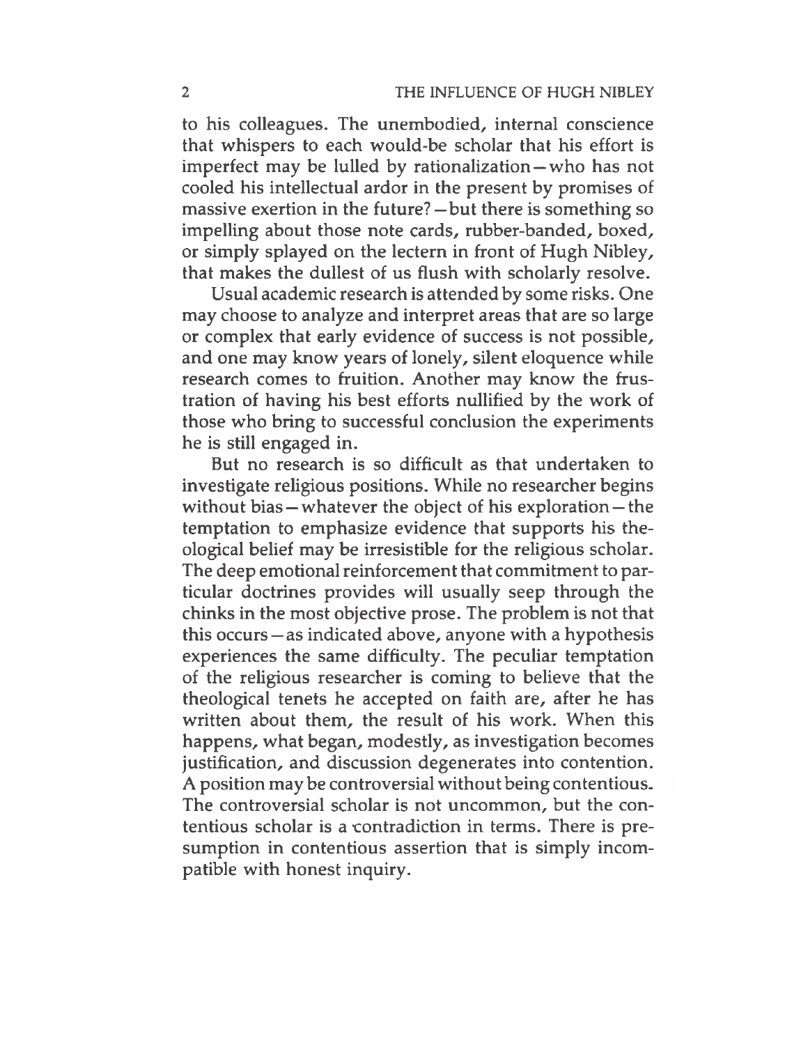to his colleagues. The unembodied, internal conscience that whispers to each would-be scholar that his effort is imperfect may be lulled by rationalization—who has not cooled his intellectual ardor in the present by promises of massive exertion in the future?—but there is something so impelling about those note cards, rubber-banded, boxed, or simply splayed on the lectern in front of Hugh Nibley, that makes the dullest of us flush with scholarly resolve.

Usual academic research is attended by some risks. One may choose to analyze and interpret areas that are so large or complex that early evidence of success is not possible, and one may know years of lonely, silent eloquence while research comes to fruition. Another may know the frustration of having his best efforts nullified by the work of those who bring to successful conclusion the experiments he is still engaged in.

But no research is so difficult as that undertaken to investigate religious positions. While no researcher begins without bias—whatever the object of his exploration—the temptation to emphasize evidence that supports his theological belief may be irresistible for the religious scholar. The deep emotional reinforcement that commitment to particular doctrines provides will usually seep through the chinks in the most objective prose. The problem is not that this occurs—as indicated above, anyone with a hypothesis experiences the same difficulty. The peculiar temptation of the religious researcher is coming to believe that the theological tenets he accepted on faith are, after he has written about them, the result of his work. When this happens, what began, modestly, as investigation becomes justification, and discussion degenerates into contention. A position may be controversial without being contentious. The controversial scholar is not uncommon, but the contentious scholar is a contradiction in terms. There is presumption in contentious assertion that is simply incompatible with honest inquiry.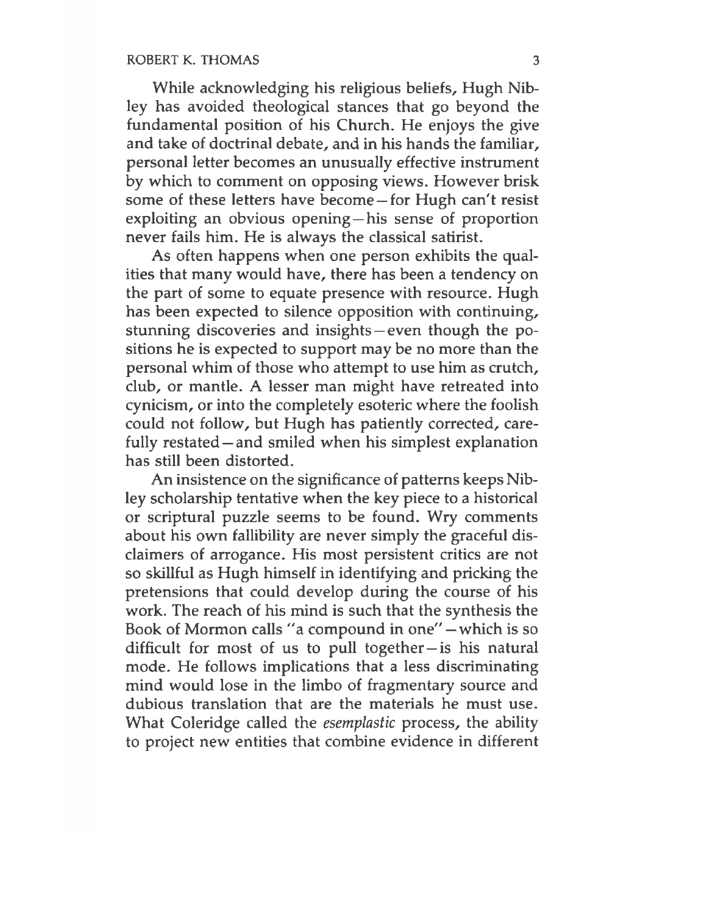While acknowledging his religious beliefs, Hugh Nibley has avoided theological stances that go beyond the fundamental position of his Church. He enjoys the give and take of doctrinal debate, and in his hands the familiar, personal letter becomes an unusually effective instrument by which to comment on opposing views. However brisk some of these letters have become—for Hugh can't resist exploiting an obvious opening—his sense of proportion never fails him. He is always the classical satirist.

As often happens when one person exhibits the qualities that many would have, there has been a tendency on the part of some to equate presence with resource. Hugh has been expected to silence opposition with continuing, stunning discoveries and insights—even though the positions he is expected to support may be no more than the personal whim of those who attempt to use him as crutch, club, or mantle. A lesser man might have retreated into cynicism, or into the completely esoteric where the foolish could not follow, but Hugh has patiently corrected, carefully restated—and smiled when his simplest explanation has still been distorted.

An insistence on the significance of patterns keeps Nibley scholarship tentative when the key piece to a historical or scriptural puzzle seems to be found. Wry comments about his own fallibility are never simply the graceful disclaimers of arrogance. His most persistent critics are not so skillful as Hugh himself in identifying and pricking the pretensions that could develop during the course of his work. The reach of his mind is such that the synthesis the Book of Mormon calls "a compound in one"—which is so difficult for most of us to pull together—is his natural mode. He follows implications that a less discriminating mind would lose in the limbo of fragmentary source and dubious translation that are the materials he must use. What Coleridge called the *esemplastic* process, the ability to project new entities that combine evidence in different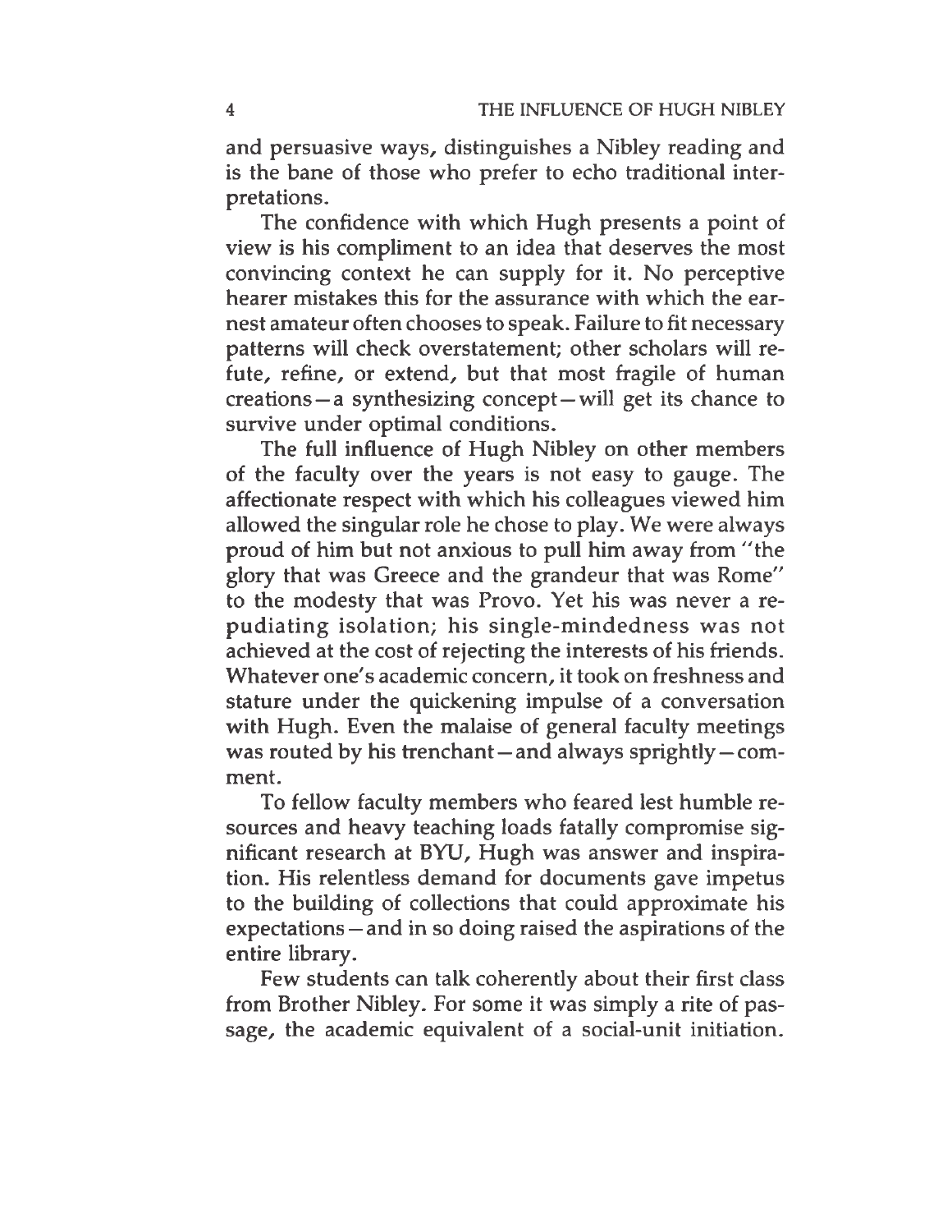and persuasive ways, distinguishes a Nibley reading and is the bane of those who prefer to echo traditional interpretations.

The confidence with which Hugh presents a point of view is his compliment to an idea that deserves the most convincing context he can supply for it. No perceptive hearer mistakes this for the assurance with which the earnest amateur often chooses to speak. Failure to fit necessary patterns will check overstatement; other scholars will refute, refine, or extend, but that most fragile of human creations—a synthesizing concept—will get its chance to survive under optimal conditions.

The full influence of Hugh Nibley on other members of the faculty over the years is not easy to gauge. The affectionate respect with which his colleagues viewed him allowed the singular role he chose to play. We were always proud of him but not anxious to pull him away from "the glory that was Greece and the grandeur that was Rome" to the modesty that was Provo. Yet his was never a repudiating isolation; his single-mindedness was not achieved at the cost of rejecting the interests of his friends. Whatever one's academic concern, it took on freshness and stature under the quickening impulse of a conversation with Hugh. Even the malaise of general faculty meetings was routed by his trenchant—and always sprightly—comment.

To fellow faculty members who feared lest humble resources and heavy teaching loads fatally compromise significant research at BYU, Hugh was answer and inspiration. His relentless demand for documents gave impetus to the building of collections that could approximate his expectations—and in so doing raised the aspirations of the entire library.

Few students can talk coherently about their first class from Brother Nibley. For some it was simply a rite of passage, the academic equivalent of a social-unit initiation.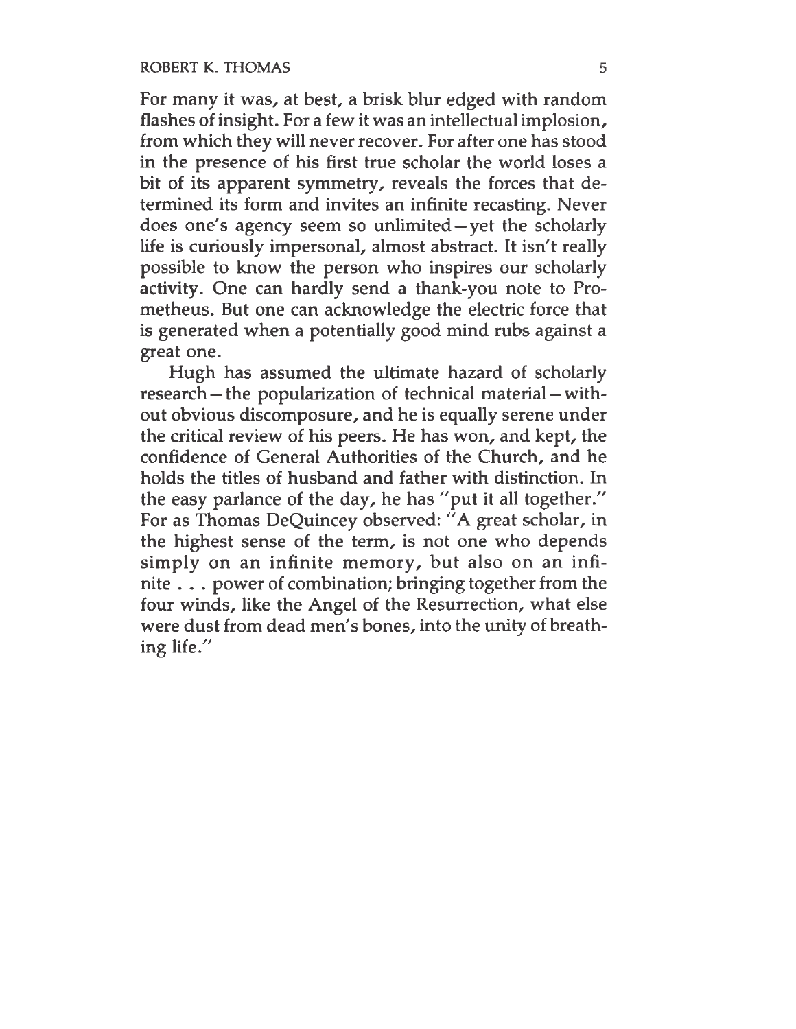For many it was, at best, a brisk blur edged with random flashes of insight. For a few it was an intellectual implosion, from which they will never recover. For after one has stood in the presence of his first true scholar the world loses a bit of its apparent symmetry, reveals the forces that determined its form and invites an infinite recasting. Never does one's agency seem so unlimited—yet the scholarly life is curiously impersonal, almost abstract. It isn't really possible to know the person who inspires our scholarly activity. One can hardly send a thank-you note to Prometheus. But one can acknowledge the electric force that is generated when a potentially good mind rubs against a great one.

Hugh has assumed the ultimate hazard of scholarly research—the popularization of technical material—without obvious discomposure, and he is equally serene under the critical review of his peers. He has won, and kept, the confidence of General Authorities of the Church, and he holds the titles of husband and father with distinction. In the easy parlance of the day, he has "put it all together." For as Thomas DeQuincey observed: "A great scholar, in the highest sense of the term, is not one who depends simply on an infinite memory, but also on an infinite . . . power of combination; bringing together from the four winds, like the Angel of the Resurrection, what else were dust from dead men's bones, into the unity of breathing life."